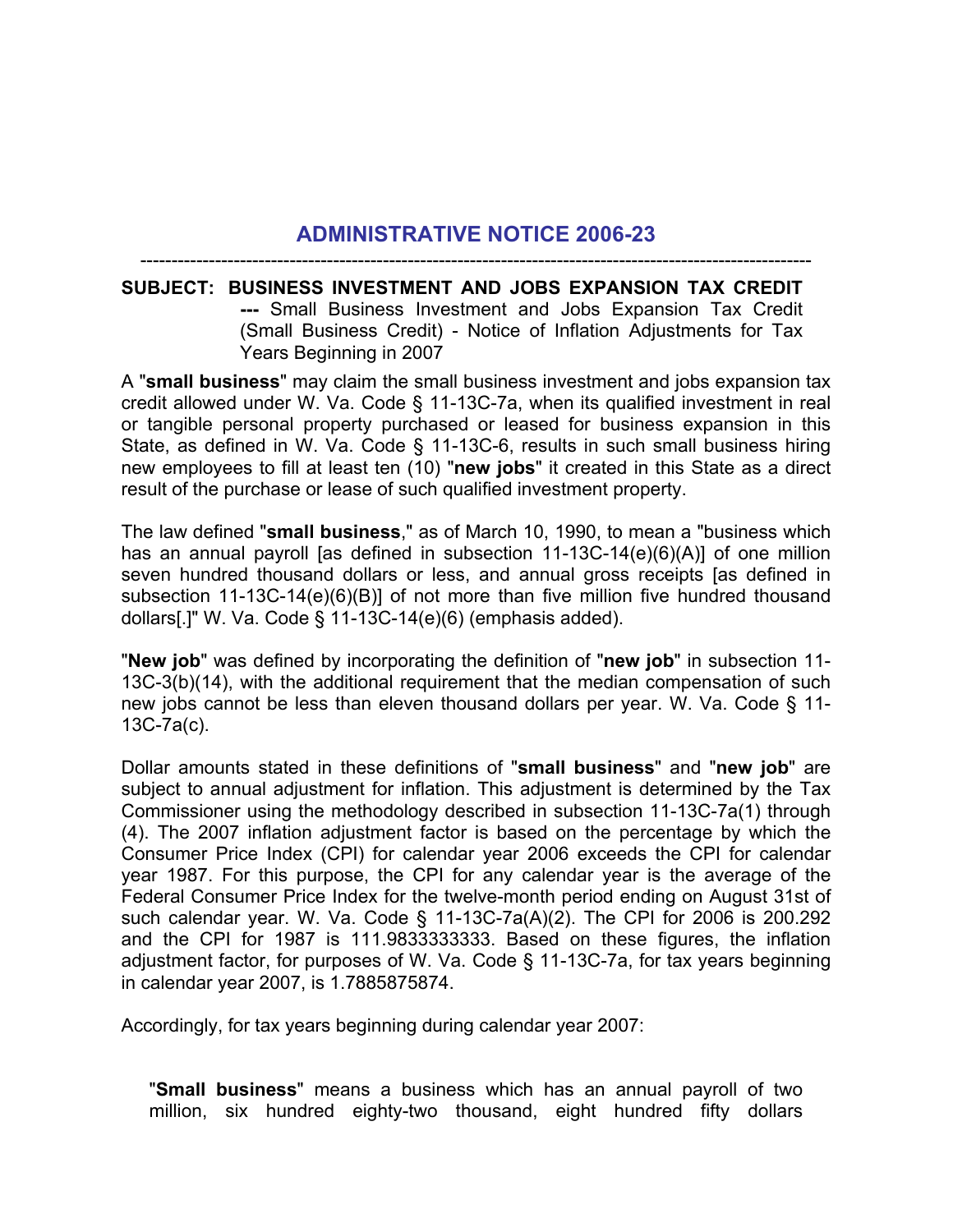# ADMINISTRATIVE NOTICE 2006-23

---

**SUBJECT: BUSINESS INVESTMENT AND JOBS EXPANSION TAX CREDIT --- ** Small Business Investment and Jobs Expansion Tax Credit (Small Business Credit) - Notice of Inflation Adjustments for Tax Years Beginning in 2007

A "**small business**" may claim the small business investment and jobs expansion tax credit allowed under W. Va. Code § 11-13C-7a, when its qualified investment in real or tangible personal property purchased or leased for business expansion in this State, as defined in W. Va. Code § 11-13C-6, results in such small business hiring new employees to fill at least ten (10) "**new jobs**" it created in this State as a direct result of the purchase or lease of such qualified investment property.

The law defined "**small business**," as of March 10, 1990, to mean a "business which has an annual payroll [as defined in subsection 11-13C-14(e)(6)(A)] of one million seven hundred thousand dollars or less, and annual gross receipts [as defined in subsection 11-13C-14(e)(6)(B)] of not more than five million five hundred thousand dollars[.]" W. Va. Code § 11-13C-14(e)(6) (emphasis added).

"**New job**" was defined by incorporating the definition of "**new job**" in subsection 11-13C-3(b)(14), with the additional requirement that the median compensation of such new jobs cannot be less than eleven thousand dollars per year. W. Va. Code § 11-13C-7a(c).

Dollar amounts stated in these definitions of "**small business**" and "**new job**" are subject to annual adjustment for inflation. This adjustment is determined by the Tax Commissioner using the methodology described in subsection 11-13C-7a(1) through (4). The 2007 inflation adjustment factor is based on the percentage by which the Consumer Price Index (CPI) for calendar year 2006 exceeds the CPI for calendar year 1987. For this purpose, the CPI for any calendar year is the average of the Federal Consumer Price Index for the twelve-month period ending on August 31st of such calendar year. W. Va. Code § 11-13C-7a(A)(2). The CPI for 2006 is 200.292 and the CPI for 1987 is 111.9833333333. Based on these figures, the inflation adjustment factor, for purposes of W. Va. Code § 11-13C-7a, for tax years beginning in calendar year 2007, is 1.7885875874.

Accordingly, for tax years beginning during calendar year 2007:

> "**Small business**" means a business which has an annual payroll of two million, six hundred eighty-two thousand, eight hundred fifty dollars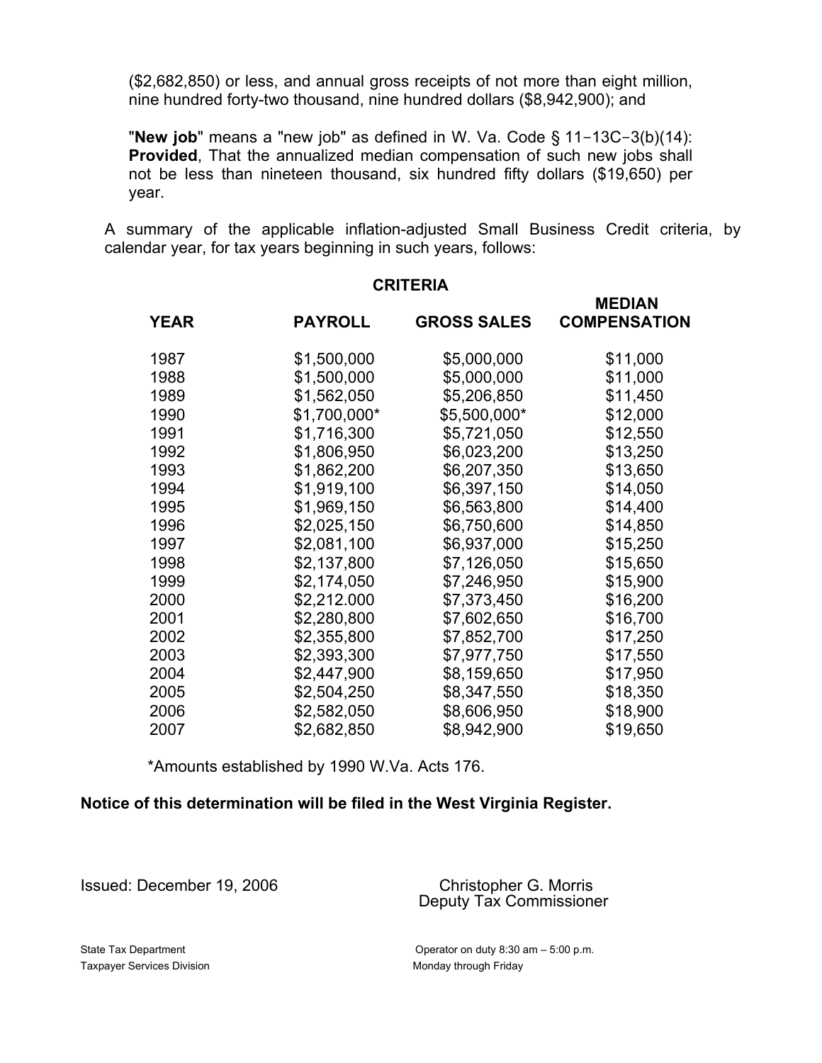($2,682,850) or less, and annual gross receipts of not more than eight million, nine hundred forty-two thousand, nine hundred dollars ($8,942,900); and

"**New job**" means a "new job" as defined in W. Va. Code § 11-13C-3(b)(14): **Provided**, That the annualized median compensation of such new jobs shall not be less than nineteen thousand, six hundred fifty dollars ($19,650) per year.

A summary of the applicable inflation-adjusted Small Business Credit criteria, by calendar year, for tax years beginning in such years, follows:

**CRITERIA**

| YEAR | PAYROLL | GROSS SALES | MEDIAN COMPENSATION |
|---|---|---|---|
| 1987 | $1,500,000 | $5,000,000 | $11,000 |
| 1988 | $1,500,000 | $5,000,000 | $11,000 |
| 1989 | $1,562,050 | $5,206,850 | $11,450 |
| 1990 | $1,700,000* | $5,500,000* | $12,000 |
| 1991 | $1,716,300 | $5,721,050 | $12,550 |
| 1992 | $1,806,950 | $6,023,200 | $13,250 |
| 1993 | $1,862,200 | $6,207,350 | $13,650 |
| 1994 | $1,919,100 | $6,397,150 | $14,050 |
| 1995 | $1,969,150 | $6,563,800 | $14,400 |
| 1996 | $2,025,150 | $6,750,600 | $14,850 |
| 1997 | $2,081,100 | $6,937,000 | $15,250 |
| 1998 | $2,137,800 | $7,126,050 | $15,650 |
| 1999 | $2,174,050 | $7,246,950 | $15,900 |
| 2000 | $2,212.000 | $7,373,450 | $16,200 |
| 2001 | $2,280,800 | $7,602,650 | $16,700 |
| 2002 | $2,355,800 | $7,852,700 | $17,250 |
| 2003 | $2,393,300 | $7,977,750 | $17,550 |
| 2004 | $2,447,900 | $8,159,650 | $17,950 |
| 2005 | $2,504,250 | $8,347,550 | $18,350 |
| 2006 | $2,582,050 | $8,606,950 | $18,900 |
| 2007 | $2,682,850 | $8,942,900 | $19,650 |

*Amounts established by 1990 W.Va. Acts 176.

**Notice of this determination will be filed in the West Virginia Register.**

Issued: December 19, 2006

Christopher G. Morris
Deputy Tax Commissioner

State Tax Department
Taxpayer Services Division

Operator on duty 8:30 am – 5:00 p.m.
Monday through Friday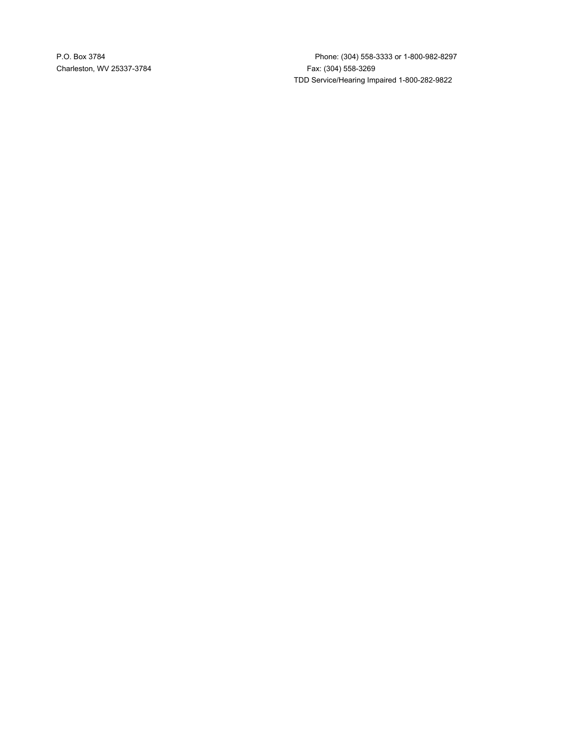P.O. Box 3784
Charleston, WV 25337-3784

Phone: (304) 558-3333 or 1-800-982-8297
Fax: (304) 558-3269
TDD Service/Hearing Impaired 1-800-282-9822